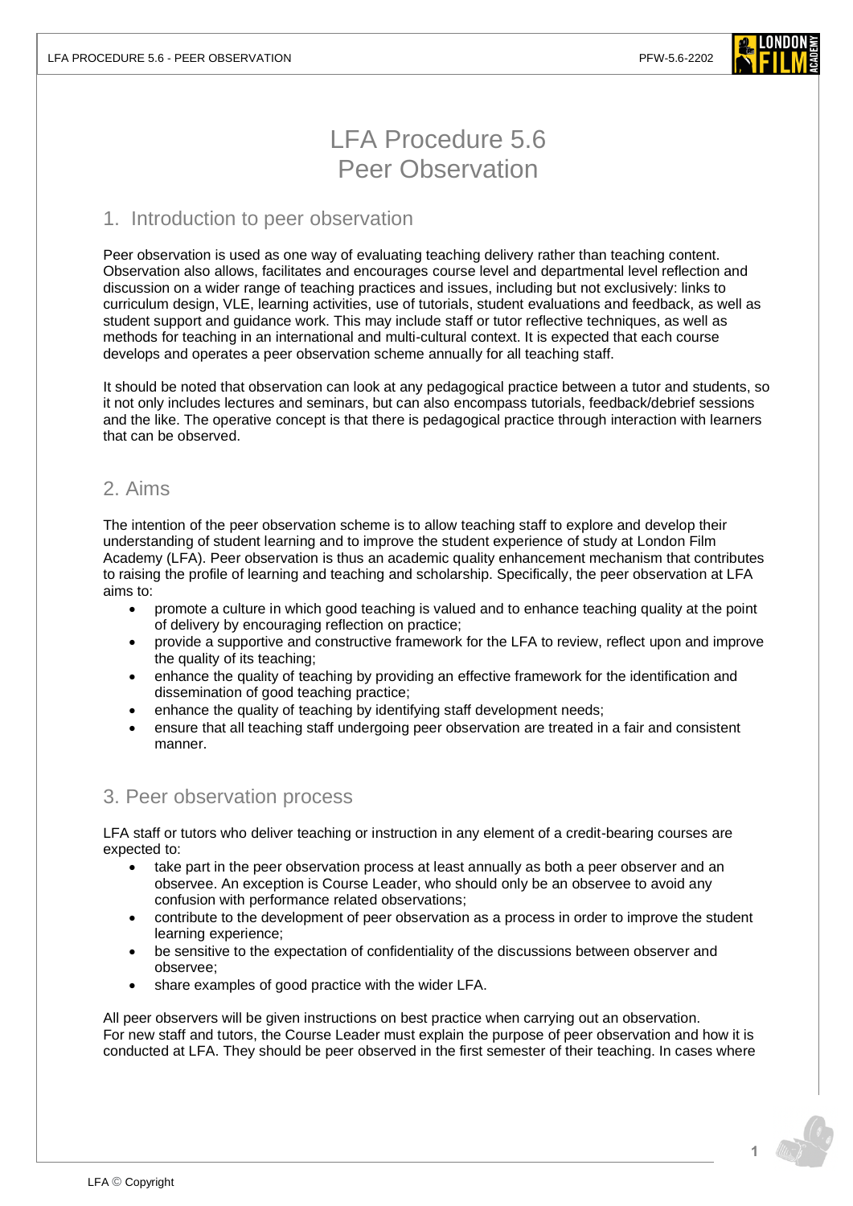# LFA Procedure 5.6
# Peer Observation

## 1. Introduction to peer observation

Peer observation is used as one way of evaluating teaching delivery rather than teaching content. Observation also allows, facilitates and encourages course level and departmental level reflection and discussion on a wider range of teaching practices and issues, including but not exclusively: links to curriculum design, VLE, learning activities, use of tutorials, student evaluations and feedback, as well as student support and guidance work. This may include staff or tutor reflective techniques, as well as methods for teaching in an international and multi-cultural context. It is expected that each course develops and operates a peer observation scheme annually for all teaching staff.

It should be noted that observation can look at any pedagogical practice between a tutor and students, so it not only includes lectures and seminars, but can also encompass tutorials, feedback/debrief sessions and the like. The operative concept is that there is pedagogical practice through interaction with learners that can be observed.

## 2. Aims

The intention of the peer observation scheme is to allow teaching staff to explore and develop their understanding of student learning and to improve the student experience of study at London Film Academy (LFA). Peer observation is thus an academic quality enhancement mechanism that contributes to raising the profile of learning and teaching and scholarship. Specifically, the peer observation at LFA aims to:

- promote a culture in which good teaching is valued and to enhance teaching quality at the point of delivery by encouraging reflection on practice;
- provide a supportive and constructive framework for the LFA to review, reflect upon and improve the quality of its teaching;
- enhance the quality of teaching by providing an effective framework for the identification and dissemination of good teaching practice;
- enhance the quality of teaching by identifying staff development needs;
- ensure that all teaching staff undergoing peer observation are treated in a fair and consistent manner.

## 3. Peer observation process

LFA staff or tutors who deliver teaching or instruction in any element of a credit-bearing courses are expected to:

- take part in the peer observation process at least annually as both a peer observer and an observee. An exception is Course Leader, who should only be an observee to avoid any confusion with performance related observations;
- contribute to the development of peer observation as a process in order to improve the student learning experience;
- be sensitive to the expectation of confidentiality of the discussions between observer and observee;
- share examples of good practice with the wider LFA.

All peer observers will be given instructions on best practice when carrying out an observation. For new staff and tutors, the Course Leader must explain the purpose of peer observation and how it is conducted at LFA. They should be peer observed in the first semester of their teaching. In cases where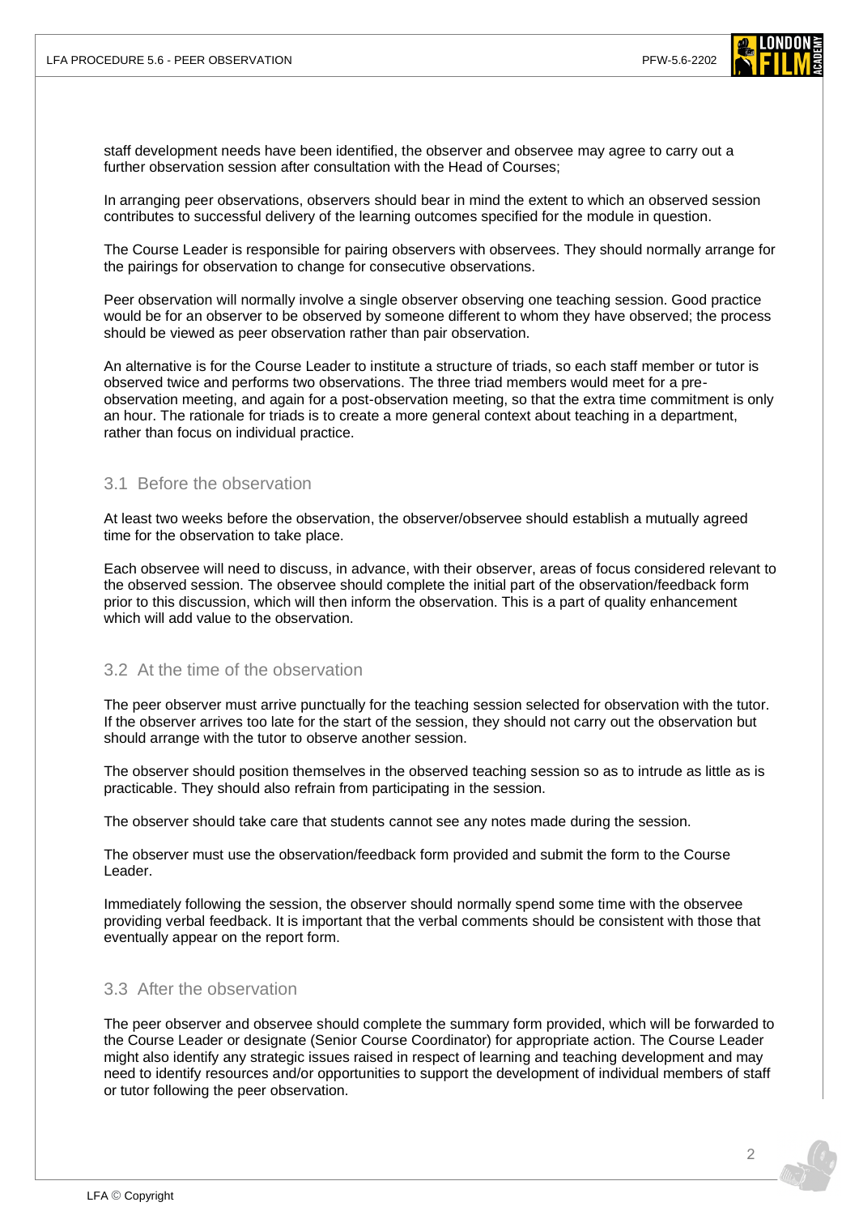staff development needs have been identified, the observer and observee may agree to carry out a further observation session after consultation with the Head of Courses;

In arranging peer observations, observers should bear in mind the extent to which an observed session contributes to successful delivery of the learning outcomes specified for the module in question.

The Course Leader is responsible for pairing observers with observees. They should normally arrange for the pairings for observation to change for consecutive observations.

Peer observation will normally involve a single observer observing one teaching session. Good practice would be for an observer to be observed by someone different to whom they have observed; the process should be viewed as peer observation rather than pair observation.

An alternative is for the Course Leader to institute a structure of triads, so each staff member or tutor is observed twice and performs two observations. The three triad members would meet for a pre-observation meeting, and again for a post-observation meeting, so that the extra time commitment is only an hour. The rationale for triads is to create a more general context about teaching in a department, rather than focus on individual practice.

### 3.1 Before the observation

At least two weeks before the observation, the observer/observee should establish a mutually agreed time for the observation to take place.

Each observee will need to discuss, in advance, with their observer, areas of focus considered relevant to the observed session. The observee should complete the initial part of the observation/feedback form prior to this discussion, which will then inform the observation. This is a part of quality enhancement which will add value to the observation.

### 3.2 At the time of the observation

The peer observer must arrive punctually for the teaching session selected for observation with the tutor. If the observer arrives too late for the start of the session, they should not carry out the observation but should arrange with the tutor to observe another session.

The observer should position themselves in the observed teaching session so as to intrude as little as is practicable. They should also refrain from participating in the session.

The observer should take care that students cannot see any notes made during the session.

The observer must use the observation/feedback form provided and submit the form to the Course Leader.

Immediately following the session, the observer should normally spend some time with the observee providing verbal feedback. It is important that the verbal comments should be consistent with those that eventually appear on the report form.

### 3.3 After the observation

The peer observer and observee should complete the summary form provided, which will be forwarded to the Course Leader or designate (Senior Course Coordinator) for appropriate action. The Course Leader might also identify any strategic issues raised in respect of learning and teaching development and may need to identify resources and/or opportunities to support the development of individual members of staff or tutor following the peer observation.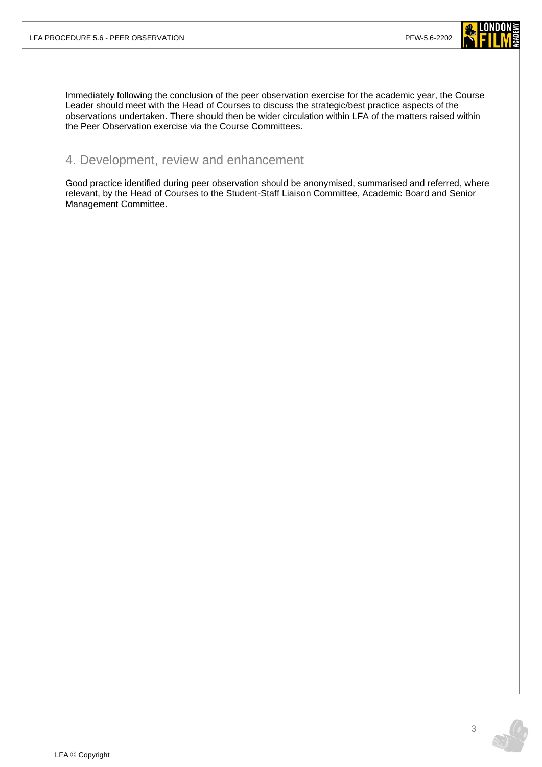Immediately following the conclusion of the peer observation exercise for the academic year, the Course Leader should meet with the Head of Courses to discuss the strategic/best practice aspects of the observations undertaken. There should then be wider circulation within LFA of the matters raised within the Peer Observation exercise via the Course Committees.

## 4. Development, review and enhancement

Good practice identified during peer observation should be anonymised, summarised and referred, where relevant, by the Head of Courses to the Student-Staff Liaison Committee, Academic Board and Senior Management Committee.